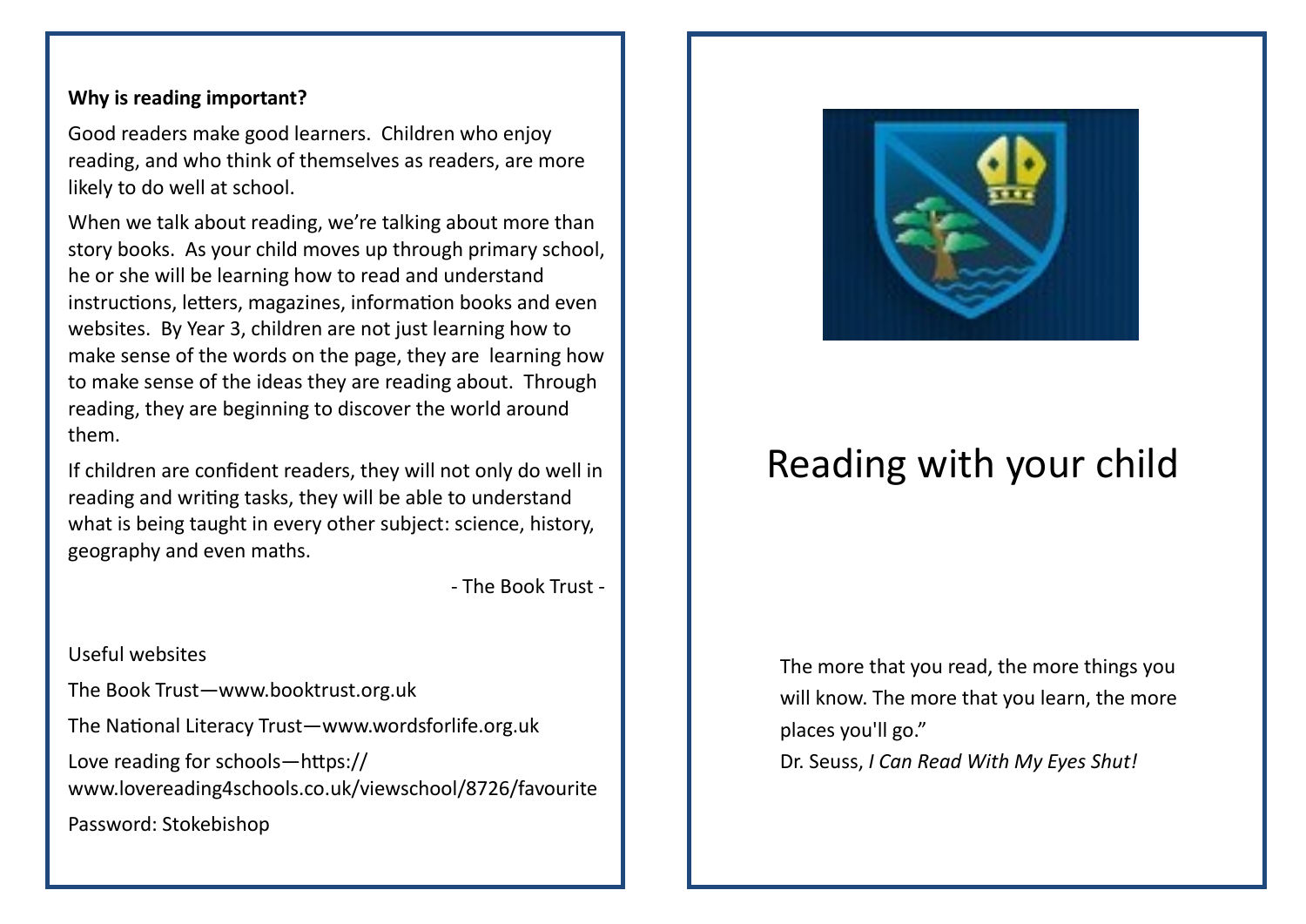**Why is reading important?**

Good readers make good learners. Children who enjoy reading, and who think of themselves as readers, are more likely to do well at school.

When we talk about reading, we're talking about more than story books. As your child moves up through primary school, he or she will be learning how to read and understand instructions, letters, magazines, information books and even websites. By Year 3, children are not just learning how to make sense of the words on the page, they are learning how to make sense of the ideas they are reading about. Through reading, they are beginning to discover the world around them.

If children are confident readers, they will not only do well in reading and writing tasks, they will be able to understand what is being taught in every other subject: science, history, geography and even maths.

- The Book Trust -

Useful websites

The Book Trust—www.booktrust.org.uk

The National Literacy Trust—www.wordsforlife.org.uk

Love reading for schools—https://www.lovereading4schools.co.uk/viewschool/8726/favourite

Password: Stokebishop

# Reading with your child

The more that you read, the more things you will know. The more that you learn, the more places you'll go."

Dr. Seuss, *I Can Read With My Eyes Shut!*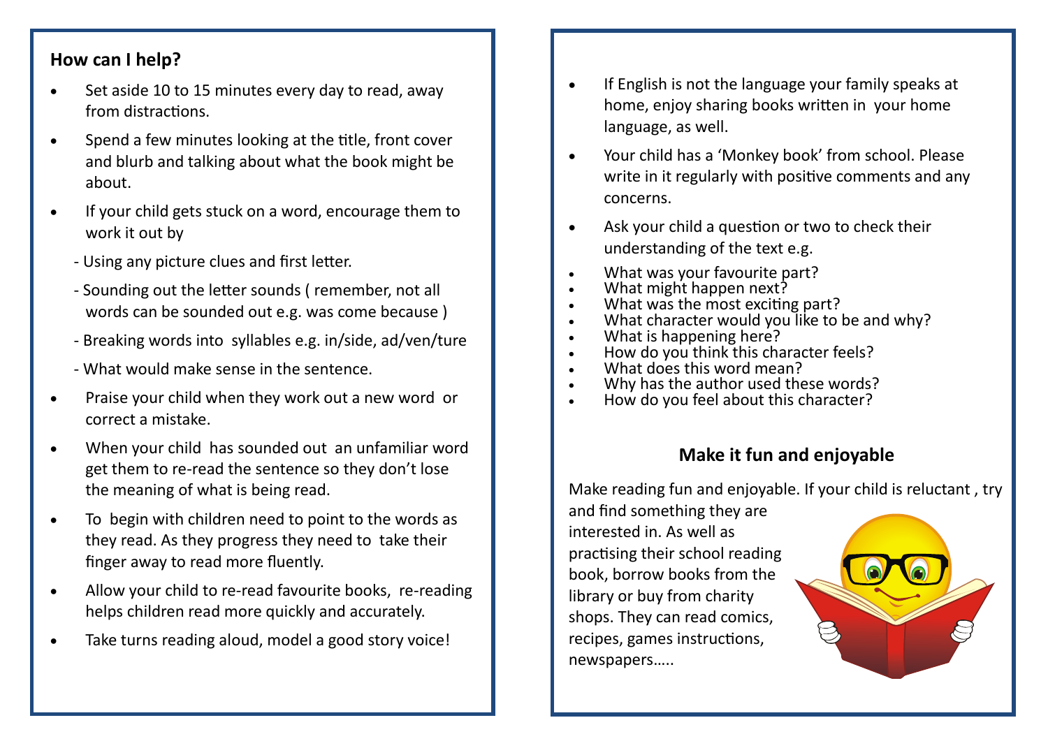## How can I help?

- Set aside 10 to 15 minutes every day to read, away from distractions.
- Spend a few minutes looking at the title, front cover and blurb and talking about what the book might be about.
- If your child gets stuck on a word, encourage them to work it out by
  - Using any picture clues and first letter.
  - Sounding out the letter sounds ( remember, not all words can be sounded out e.g. was come because )
  - Breaking words into syllables e.g. in/side, ad/ven/ture
  - What would make sense in the sentence.
- Praise your child when they work out a new word or correct a mistake.
- When your child has sounded out an unfamiliar word get them to re-read the sentence so they don't lose the meaning of what is being read.
- To begin with children need to point to the words as they read. As they progress they need to take their finger away to read more fluently.
- Allow your child to re-read favourite books, re-reading helps children read more quickly and accurately.
- Take turns reading aloud, model a good story voice!

- If English is not the language your family speaks at home, enjoy sharing books written in your home language, as well.
- Your child has a 'Monkey book' from school. Please write in it regularly with positive comments and any concerns.
- Ask your child a question or two to check their understanding of the text e.g.

- What was your favourite part?
- What might happen next?
- What was the most exciting part?
- What character would you like to be and why?
- What is happening here?
- How do you think this character feels?
- What does this word mean?
- Why has the author used these words?
- How do you feel about this character?

## Make it fun and enjoyable

Make reading fun and enjoyable. If your child is reluctant , try and find something they are interested in. As well as practising their school reading book, borrow books from the library or buy from charity shops. They can read comics, recipes, games instructions, newspapers…..